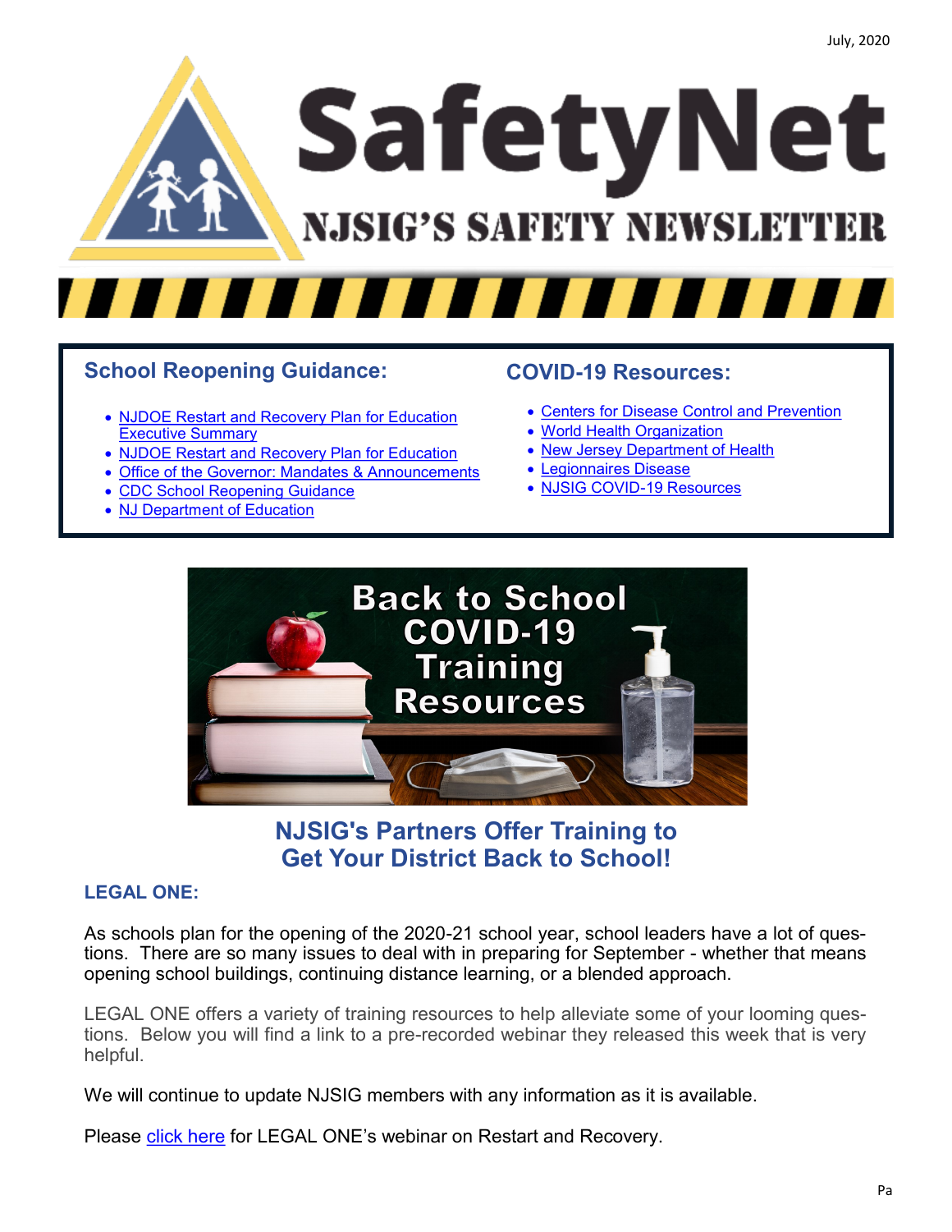July, 2020

# SafetyNet

## NJSIG'S SAFETY NEWSLETTER

### School Reopening Guidance:

- NJDOE Restart and Recovery Plan for Education Executive Summary
- NJDOE Restart and Recovery Plan for Education
- Office of the Governor: Mandates & Announcements
- CDC School Reopening Guidance
- NJ Department of Education

### COVID-19 Resources:

- Centers for Disease Control and Prevention
- World Health Organization
- New Jersey Department of Health
- Legionnaires Disease
- NJSIG COVID-19 Resources

Back to School COVID-19 Training Resources

## NJSIG's Partners Offer Training to Get Your District Back to School!

### LEGAL ONE:

As schools plan for the opening of the 2020-21 school year, school leaders have a lot of questions. There are so many issues to deal with in preparing for September - whether that means opening school buildings, continuing distance learning, or a blended approach.

LEGAL ONE offers a variety of training resources to help alleviate some of your looming questions. Below you will find a link to a pre-recorded webinar they released this week that is very helpful.

We will continue to update NJSIG members with any information as it is available.

Please click here for LEGAL ONE's webinar on Restart and Recovery.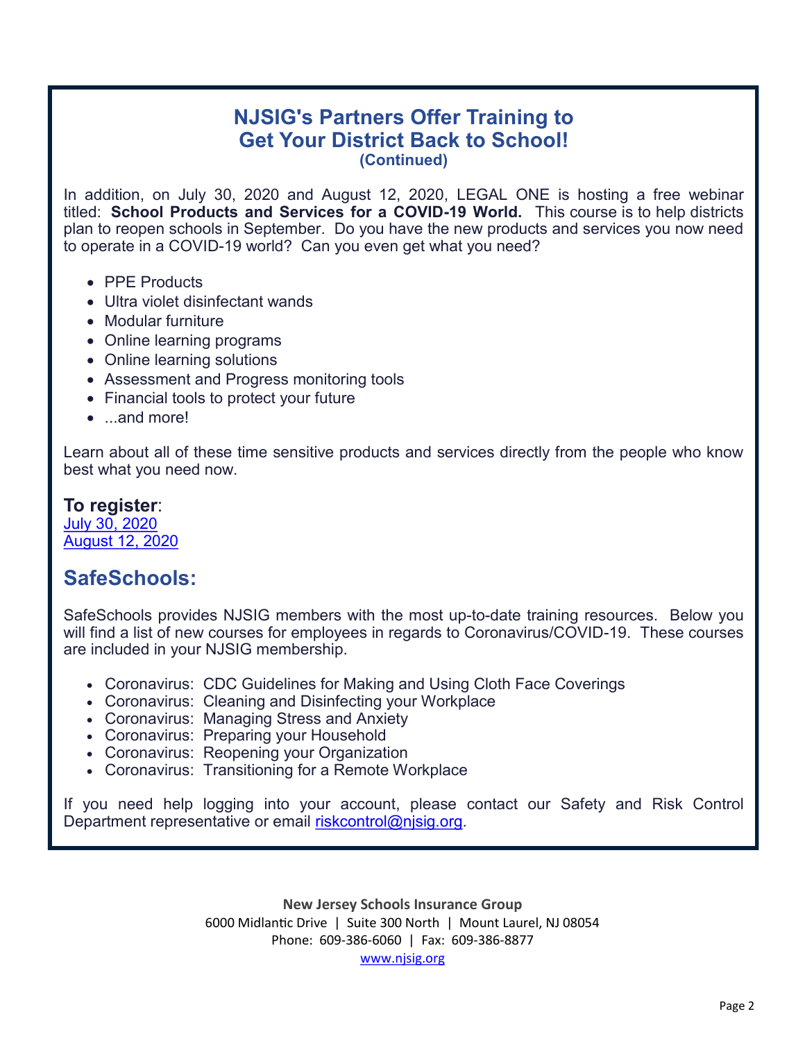## NJSIG's Partners Offer Training to Get Your District Back to School!
**(Continued)**

In addition, on July 30, 2020 and August 12, 2020, LEGAL ONE is hosting a free webinar titled: **School Products and Services for a COVID-19 World.** This course is to help districts plan to reopen schools in September. Do you have the new products and services you now need to operate in a COVID-19 world? Can you even get what you need?

- PPE Products
- Ultra violet disinfectant wands
- Modular furniture
- Online learning programs
- Online learning solutions
- Assessment and Progress monitoring tools
- Financial tools to protect your future
- ...and more!

Learn about all of these time sensitive products and services directly from the people who know best what you need now.

**To register**:
July 30, 2020
August 12, 2020

## SafeSchools:

SafeSchools provides NJSIG members with the most up-to-date training resources. Below you will find a list of new courses for employees in regards to Coronavirus/COVID-19. These courses are included in your NJSIG membership.

- Coronavirus: CDC Guidelines for Making and Using Cloth Face Coverings
- Coronavirus: Cleaning and Disinfecting your Workplace
- Coronavirus: Managing Stress and Anxiety
- Coronavirus: Preparing your Household
- Coronavirus: Reopening your Organization
- Coronavirus: Transitioning for a Remote Workplace

If you need help logging into your account, please contact our Safety and Risk Control Department representative or email riskcontrol@njsig.org.

**New Jersey Schools Insurance Group**
6000 Midlantic Drive | Suite 300 North | Mount Laurel, NJ 08054
Phone: 609-386-6060 | Fax: 609-386-8877
www.njsig.org